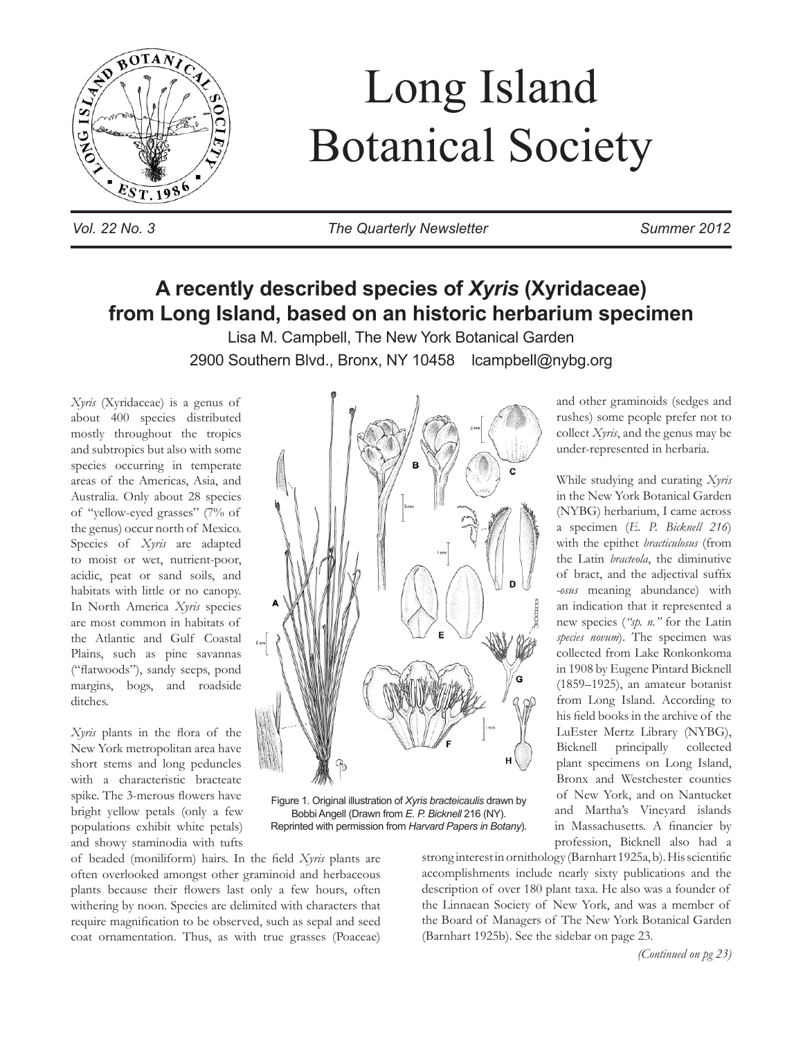# Long Island Botanical Society

*Vol. 22 No. 3* *The Quarterly Newsletter* *Summer 2012*

## A recently described species of *Xyris* (Xyridaceae) from Long Island, based on an historic herbarium specimen

Lisa M. Campbell, The New York Botanical Garden
2900 Southern Blvd., Bronx, NY 10458 lcampbell@nybg.org

*Xyris* (Xyridaceae) is a genus of about 400 species distributed mostly throughout the tropics and subtropics but also with some species occurring in temperate areas of the Americas, Asia, and Australia. Only about 28 species of "yellow-eyed grasses" (7% of the genus) occur north of Mexico. Species of *Xyris* are adapted to moist or wet, nutrient-poor, acidic, peat or sand soils, and habitats with little or no canopy. In North America *Xyris* species are most common in habitats of the Atlantic and Gulf Coastal Plains, such as pine savannas ("flatwoods"), sandy seeps, pond margins, bogs, and roadside ditches.

*Xyris* plants in the flora of the New York metropolitan area have short stems and long peduncles with a characteristic bracteate spike. The 3-merous flowers have bright yellow petals (only a few populations exhibit white petals) and showy staminodia with tufts of beaded (moniliform) hairs. In the field *Xyris* plants are often overlooked amongst other graminoid and herbaceous plants because their flowers last only a few hours, often withering by noon. Species are delimited with characters that require magnification to be observed, such as sepal and seed coat ornamentation. Thus, as with true grasses (Poaceae) and other graminoids (sedges and rushes) some people prefer not to collect *Xyris*, and the genus may be under-represented in herbaria.

Figure 1. Original illustration of *Xyris bracteicaulis* drawn by Bobbi Angell (Drawn from *E. P. Bicknell* 216 (NY). Reprinted with permission from *Harvard Papers in Botany*).

While studying and curating *Xyris* in the New York Botanical Garden (NYBG) herbarium, I came across a specimen (*E. P. Bicknell 216*) with the epithet *bracticulosus* (from the Latin *bracteola*, the diminutive of bract, and the adjectival suffix *-osus* meaning abundance) with an indication that it represented a new species (*"sp. n."* for the Latin *species novum*). The specimen was collected from Lake Ronkonkoma in 1908 by Eugene Pintard Bicknell (1859–1925), an amateur botanist from Long Island. According to his field books in the archive of the LuEster Mertz Library (NYBG), Bicknell principally collected plant specimens on Long Island, Bronx and Westchester counties of New York, and on Nantucket and Martha's Vineyard islands in Massachusetts. A financier by profession, Bicknell also had a strong interest in ornithology (Barnhart 1925a, b). His scientific accomplishments include nearly sixty publications and the description of over 180 plant taxa. He also was a founder of the Linnaean Society of New York, and was a member of the Board of Managers of The New York Botanical Garden (Barnhart 1925b). See the sidebar on page 23.

*(Continued on pg 23)*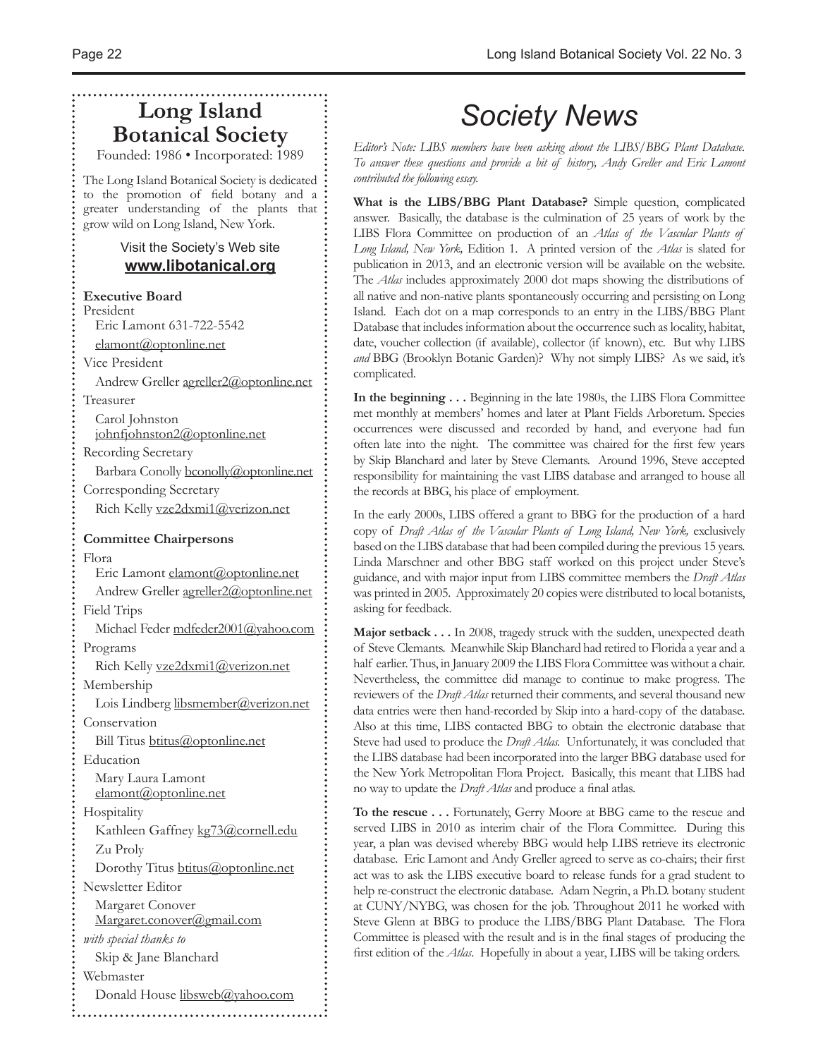# Long Island Botanical Society

Founded: 1986 • Incorporated: 1989

The Long Island Botanical Society is dedicated to the promotion of field botany and a greater understanding of the plants that grow wild on Long Island, New York.

Visit the Society's Web site
**www.libotanical.org**

**Executive Board**

President
Eric Lamont 631-722-5542
elamont@optonline.net

Vice President
Andrew Greller agreller2@optonline.net

Treasurer
Carol Johnston
johnfjohnston2@optonline.net

Recording Secretary
Barbara Conolly bconolly@optonline.net

Corresponding Secretary
Rich Kelly vze2dxmi1@verizon.net

**Committee Chairpersons**

Flora
Eric Lamont elamont@optonline.net
Andrew Greller agreller2@optonline.net

Field Trips
Michael Feder mdfeder2001@yahoo.com

Programs
Rich Kelly vze2dxmi1@verizon.net

Membership
Lois Lindberg libsmember@verizon.net

Conservation
Bill Titus btitus@optonline.net

Education
Mary Laura Lamont
elamont@optonline.net

Hospitality
Kathleen Gaffney kg73@cornell.edu
Zu Proly
Dorothy Titus btitus@optonline.net

Newsletter Editor
Margaret Conover
Margaret.conover@gmail.com
*with special thanks to*
Skip & Jane Blanchard

Webmaster
Donald House libsweb@yahoo.com

# Society News

*Editor's Note: LIBS members have been asking about the LIBS/BBG Plant Database. To answer these questions and provide a bit of history, Andy Greller and Eric Lamont contributed the following essay.*

**What is the LIBS/BBG Plant Database?** Simple question, complicated answer. Basically, the database is the culmination of 25 years of work by the LIBS Flora Committee on production of an *Atlas of the Vascular Plants of Long Island, New York,* Edition 1. A printed version of the *Atlas* is slated for publication in 2013, and an electronic version will be available on the website. The *Atlas* includes approximately 2000 dot maps showing the distributions of all native and non-native plants spontaneously occurring and persisting on Long Island. Each dot on a map corresponds to an entry in the LIBS/BBG Plant Database that includes information about the occurrence such as locality, habitat, date, voucher collection (if available), collector (if known), etc. But why LIBS *and* BBG (Brooklyn Botanic Garden)? Why not simply LIBS? As we said, it's complicated.

**In the beginning . . .** Beginning in the late 1980s, the LIBS Flora Committee met monthly at members' homes and later at Plant Fields Arboretum. Species occurrences were discussed and recorded by hand, and everyone had fun often late into the night. The committee was chaired for the first few years by Skip Blanchard and later by Steve Clemants. Around 1996, Steve accepted responsibility for maintaining the vast LIBS database and arranged to house all the records at BBG, his place of employment.

In the early 2000s, LIBS offered a grant to BBG for the production of a hard copy of *Draft Atlas of the Vascular Plants of Long Island, New York,* exclusively based on the LIBS database that had been compiled during the previous 15 years. Linda Marschner and other BBG staff worked on this project under Steve's guidance, and with major input from LIBS committee members the *Draft Atlas* was printed in 2005. Approximately 20 copies were distributed to local botanists, asking for feedback.

**Major setback . . .** In 2008, tragedy struck with the sudden, unexpected death of Steve Clemants. Meanwhile Skip Blanchard had retired to Florida a year and a half earlier. Thus, in January 2009 the LIBS Flora Committee was without a chair. Nevertheless, the committee did manage to continue to make progress. The reviewers of the *Draft Atlas* returned their comments, and several thousand new data entries were then hand-recorded by Skip into a hard-copy of the database. Also at this time, LIBS contacted BBG to obtain the electronic database that Steve had used to produce the *Draft Atlas.* Unfortunately, it was concluded that the LIBS database had been incorporated into the larger BBG database used for the New York Metropolitan Flora Project. Basically, this meant that LIBS had no way to update the *Draft Atlas* and produce a final atlas.

**To the rescue . . .** Fortunately, Gerry Moore at BBG came to the rescue and served LIBS in 2010 as interim chair of the Flora Committee. During this year, a plan was devised whereby BBG would help LIBS retrieve its electronic database. Eric Lamont and Andy Greller agreed to serve as co-chairs; their first act was to ask the LIBS executive board to release funds for a grad student to help re-construct the electronic database. Adam Negrin, a Ph.D. botany student at CUNY/NYBG, was chosen for the job. Throughout 2011 he worked with Steve Glenn at BBG to produce the LIBS/BBG Plant Database. The Flora Committee is pleased with the result and is in the final stages of producing the first edition of the *Atlas*. Hopefully in about a year, LIBS will be taking orders.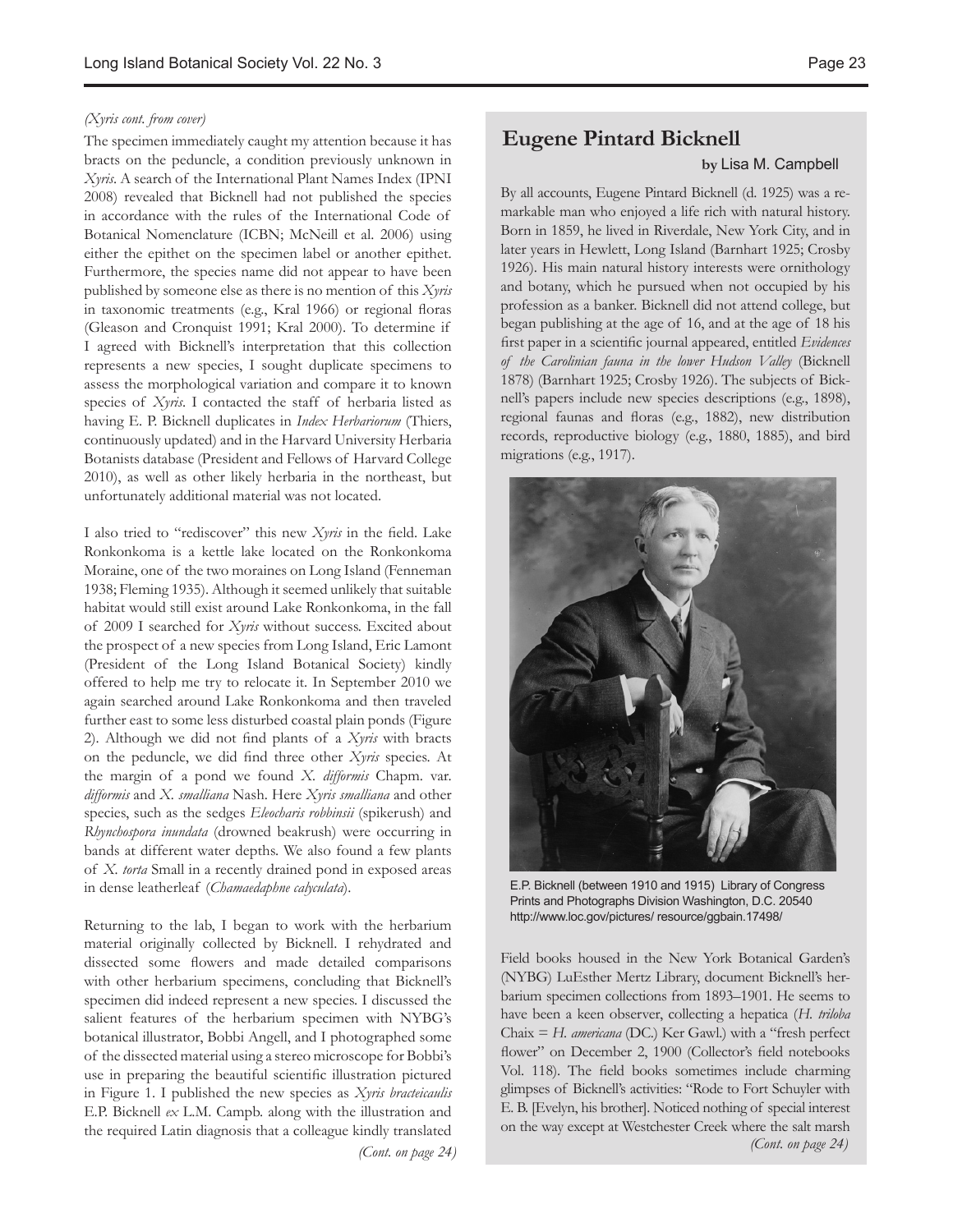*(Xyris cont. from cover)*

The specimen immediately caught my attention because it has bracts on the peduncle, a condition previously unknown in *Xyris*. A search of the International Plant Names Index (IPNI 2008) revealed that Bicknell had not published the species in accordance with the rules of the International Code of Botanical Nomenclature (ICBN; McNeill et al. 2006) using either the epithet on the specimen label or another epithet. Furthermore, the species name did not appear to have been published by someone else as there is no mention of this *Xyris* in taxonomic treatments (e.g., Kral 1966) or regional floras (Gleason and Cronquist 1991; Kral 2000). To determine if I agreed with Bicknell's interpretation that this collection represents a new species, I sought duplicate specimens to assess the morphological variation and compare it to known species of *Xyris*. I contacted the staff of herbaria listed as having E. P. Bicknell duplicates in *Index Herbariorum* (Thiers, continuously updated) and in the Harvard University Herbaria Botanists database (President and Fellows of Harvard College 2010), as well as other likely herbaria in the northeast, but unfortunately additional material was not located.

I also tried to "rediscover" this new *Xyris* in the field. Lake Ronkonkoma is a kettle lake located on the Ronkonkoma Moraine, one of the two moraines on Long Island (Fenneman 1938; Fleming 1935). Although it seemed unlikely that suitable habitat would still exist around Lake Ronkonkoma, in the fall of 2009 I searched for *Xyris* without success. Excited about the prospect of a new species from Long Island, Eric Lamont (President of the Long Island Botanical Society) kindly offered to help me try to relocate it. In September 2010 we again searched around Lake Ronkonkoma and then traveled further east to some less disturbed coastal plain ponds (Figure 2). Although we did not find plants of a *Xyris* with bracts on the peduncle, we did find three other *Xyris* species. At the margin of a pond we found *X. difformis* Chapm. var. *difformis* and *X. smalliana* Nash. Here *Xyris smalliana* and other species, such as the sedges *Eleocharis robbinsii* (spikerush) and *Rhynchospora inundata* (drowned beakrush) were occurring in bands at different water depths. We also found a few plants of *X. torta* Small in a recently drained pond in exposed areas in dense leatherleaf (*Chamaedaphne calyculata*).

Returning to the lab, I began to work with the herbarium material originally collected by Bicknell. I rehydrated and dissected some flowers and made detailed comparisons with other herbarium specimens, concluding that Bicknell's specimen did indeed represent a new species. I discussed the salient features of the herbarium specimen with NYBG's botanical illustrator, Bobbi Angell, and I photographed some of the dissected material using a stereo microscope for Bobbi's use in preparing the beautiful scientific illustration pictured in Figure 1. I published the new species as *Xyris bracteicaulis* E.P. Bicknell *ex* L.M. Campb. along with the illustration and the required Latin diagnosis that a colleague kindly translated

*(Cont. on page 24)*

## Eugene Pintard Bicknell

**by** Lisa M. Campbell

By all accounts, Eugene Pintard Bicknell (d. 1925) was a remarkable man who enjoyed a life rich with natural history. Born in 1859, he lived in Riverdale, New York City, and in later years in Hewlett, Long Island (Barnhart 1925; Crosby 1926). His main natural history interests were ornithology and botany, which he pursued when not occupied by his profession as a banker. Bicknell did not attend college, but began publishing at the age of 16, and at the age of 18 his first paper in a scientific journal appeared, entitled *Evidences of the Carolinian fauna in the lower Hudson Valley* (Bicknell 1878) (Barnhart 1925; Crosby 1926). The subjects of Bicknell's papers include new species descriptions (e.g., 1898), regional faunas and floras (e.g., 1882), new distribution records, reproductive biology (e.g., 1880, 1885), and bird migrations (e.g., 1917).

E.P. Bicknell (between 1910 and 1915) Library of Congress Prints and Photographs Division Washington, D.C. 20540 http://www.loc.gov/pictures/ resource/ggbain.17498/

Field books housed in the New York Botanical Garden's (NYBG) LuEsther Mertz Library, document Bicknell's herbarium specimen collections from 1893–1901. He seems to have been a keen observer, collecting a hepatica (*H. triloba* Chaix = *H. americana* (DC.) Ker Gawl.) with a "fresh perfect flower" on December 2, 1900 (Collector's field notebooks Vol. 118). The field books sometimes include charming glimpses of Bicknell's activities: "Rode to Fort Schuyler with E. B. [Evelyn, his brother]. Noticed nothing of special interest on the way except at Westchester Creek where the salt marsh

*(Cont. on page 24)*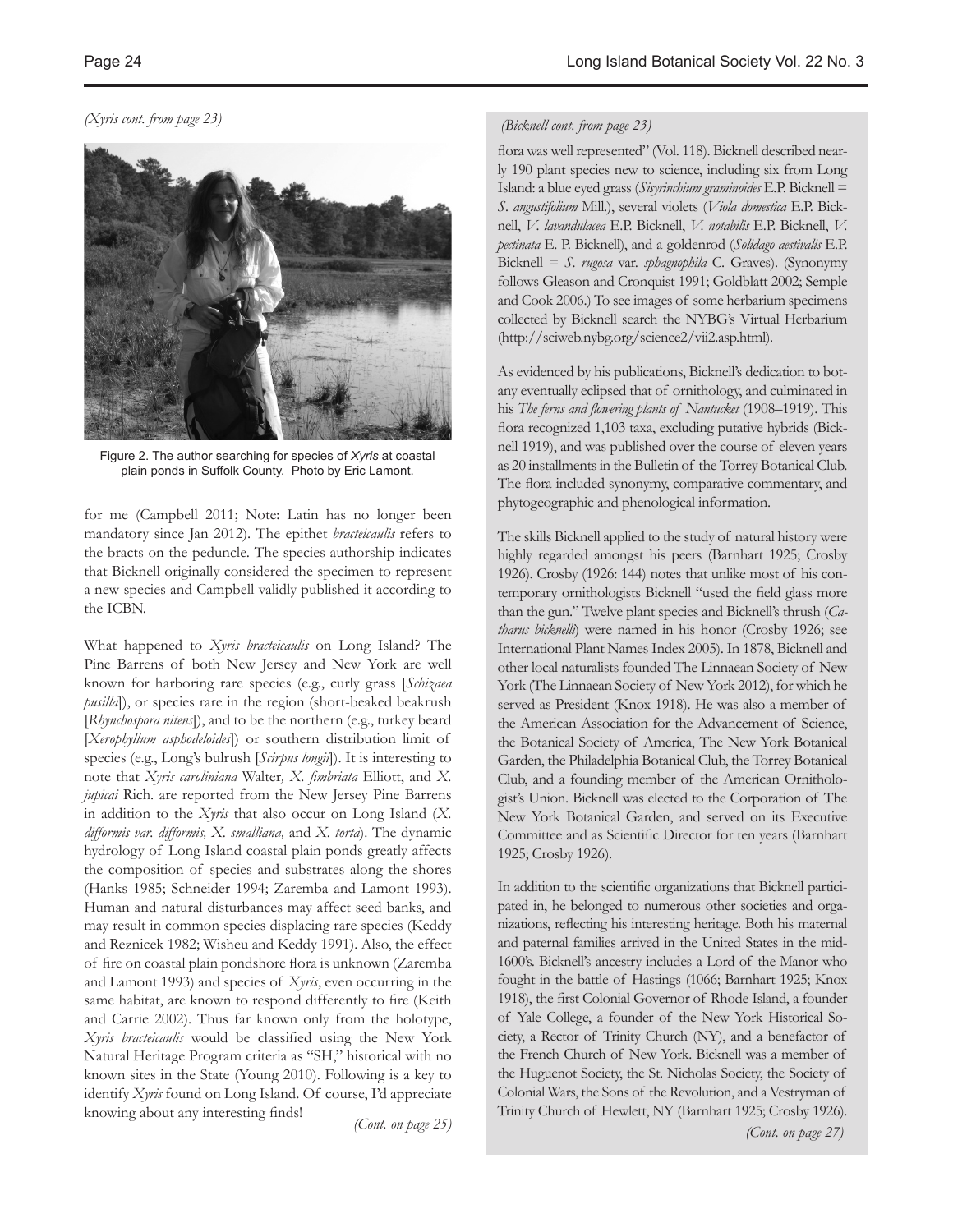*(Xyris cont. from page 23)*

Figure 2. The author searching for species of *Xyris* at coastal plain ponds in Suffolk County. Photo by Eric Lamont.

for me (Campbell 2011; Note: Latin has no longer been mandatory since Jan 2012). The epithet *bracteicaulis* refers to the bracts on the peduncle. The species authorship indicates that Bicknell originally considered the specimen to represent a new species and Campbell validly published it according to the ICBN.

What happened to *Xyris bracteicaulis* on Long Island? The Pine Barrens of both New Jersey and New York are well known for harboring rare species (e.g., curly grass [*Schizaea pusilla*]), or species rare in the region (short-beaked beakrush [*Rhynchospora nitens*]), and to be the northern (e.g., turkey beard [*Xerophyllum asphodeloides*]) or southern distribution limit of species (e.g., Long's bulrush [*Scirpus longii*]). It is interesting to note that *Xyris caroliniana* Walter*, X. fimbriata* Elliott, and *X. jupicai* Rich. are reported from the New Jersey Pine Barrens in addition to the *Xyris* that also occur on Long Island (*X. difformis var. difformis, X. smalliana,* and *X. torta*). The dynamic hydrology of Long Island coastal plain ponds greatly affects the composition of species and substrates along the shores (Hanks 1985; Schneider 1994; Zaremba and Lamont 1993). Human and natural disturbances may affect seed banks, and may result in common species displacing rare species (Keddy and Reznicek 1982; Wisheu and Keddy 1991). Also, the effect of fire on coastal plain pondshore flora is unknown (Zaremba and Lamont 1993) and species of *Xyris*, even occurring in the same habitat, are known to respond differently to fire (Keith and Carrie 2002). Thus far known only from the holotype, *Xyris bracteicaulis* would be classified using the New York Natural Heritage Program criteria as "SH," historical with no known sites in the State (Young 2010). Following is a key to identify *Xyris* found on Long Island. Of course, I'd appreciate knowing about any interesting finds!

*(Cont. on page 25)*

*(Bicknell cont. from page 23)*

flora was well represented" (Vol. 118). Bicknell described nearly 190 plant species new to science, including six from Long Island: a blue eyed grass (*Sisyrinchium graminoides* E.P. Bicknell = *S. angustifolium* Mill.), several violets (*Viola domestica* E.P. Bicknell, *V. lavandulacea* E.P. Bicknell, *V. notabilis* E.P. Bicknell, *V. pectinata* E. P. Bicknell), and a goldenrod (*Solidago aestivalis* E.P. Bicknell = *S. rugosa* var. *sphagnophila* C. Graves). (Synonymy follows Gleason and Cronquist 1991; Goldblatt 2002; Semple and Cook 2006.) To see images of some herbarium specimens collected by Bicknell search the NYBG's Virtual Herbarium (http://sciweb.nybg.org/science2/vii2.asp.html).

As evidenced by his publications, Bicknell's dedication to botany eventually eclipsed that of ornithology, and culminated in his *The ferns and flowering plants of Nantucket* (1908–1919). This flora recognized 1,103 taxa, excluding putative hybrids (Bicknell 1919), and was published over the course of eleven years as 20 installments in the Bulletin of the Torrey Botanical Club. The flora included synonymy, comparative commentary, and phytogeographic and phenological information.

The skills Bicknell applied to the study of natural history were highly regarded amongst his peers (Barnhart 1925; Crosby 1926). Crosby (1926: 144) notes that unlike most of his contemporary ornithologists Bicknell "used the field glass more than the gun." Twelve plant species and Bicknell's thrush (*Catharus bicknelli*) were named in his honor (Crosby 1926; see International Plant Names Index 2005). In 1878, Bicknell and other local naturalists founded The Linnaean Society of New York (The Linnaean Society of New York 2012), for which he served as President (Knox 1918). He was also a member of the American Association for the Advancement of Science, the Botanical Society of America, The New York Botanical Garden, the Philadelphia Botanical Club, the Torrey Botanical Club, and a founding member of the American Ornithologist's Union. Bicknell was elected to the Corporation of The New York Botanical Garden, and served on its Executive Committee and as Scientific Director for ten years (Barnhart 1925; Crosby 1926).

In addition to the scientific organizations that Bicknell participated in, he belonged to numerous other societies and organizations, reflecting his interesting heritage. Both his maternal and paternal families arrived in the United States in the mid-1600's. Bicknell's ancestry includes a Lord of the Manor who fought in the battle of Hastings (1066; Barnhart 1925; Knox 1918), the first Colonial Governor of Rhode Island, a founder of Yale College, a founder of the New York Historical Society, a Rector of Trinity Church (NY), and a benefactor of the French Church of New York. Bicknell was a member of the Huguenot Society, the St. Nicholas Society, the Society of Colonial Wars, the Sons of the Revolution, and a Vestryman of Trinity Church of Hewlett, NY (Barnhart 1925; Crosby 1926).

*(Cont. on page 27)*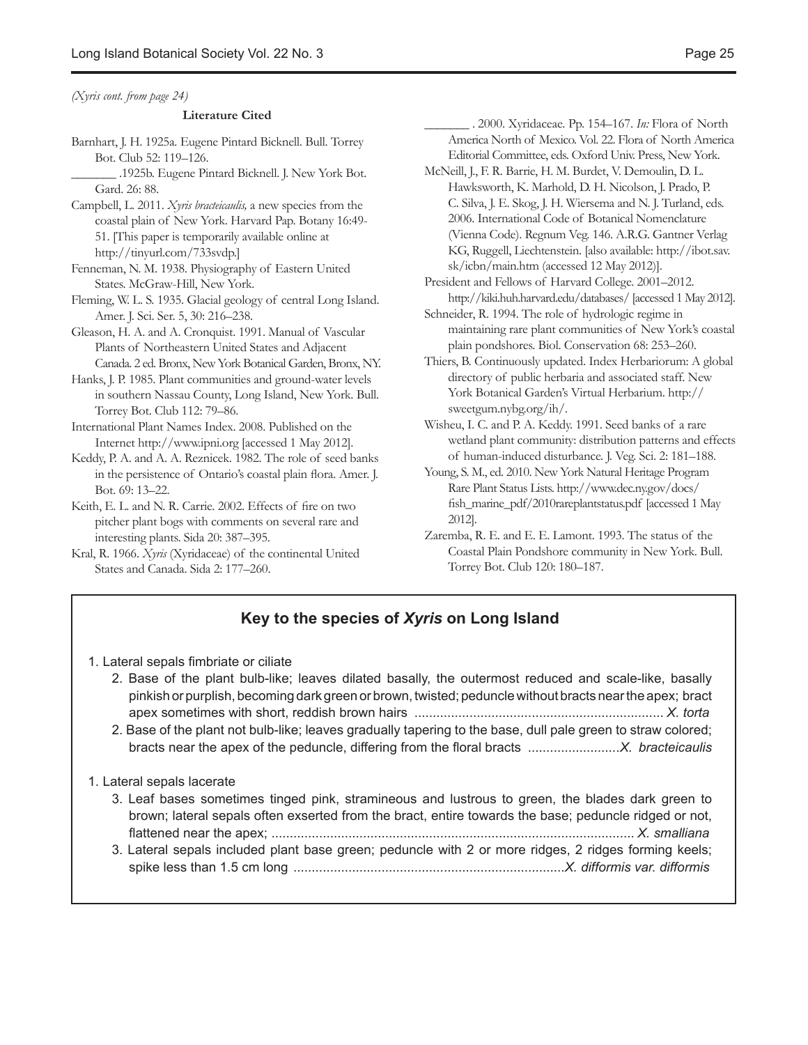*(Xyris cont. from page 24)*

**Literature Cited**

Barnhart, J. H. 1925a. Eugene Pintard Bicknell. Bull. Torrey Bot. Club 52: 119–126.

_______ .1925b. Eugene Pintard Bicknell. J. New York Bot. Gard. 26: 88.

Campbell, L. 2011. *Xyris bracteicaulis,* a new species from the coastal plain of New York. Harvard Pap. Botany 16:49-51. [This paper is temporarily available online at http://tinyurl.com/733svdp.]

Fenneman, N. M. 1938. Physiography of Eastern United States. McGraw-Hill, New York.

Fleming, W. L. S. 1935. Glacial geology of central Long Island. Amer. J. Sci. Ser. 5, 30: 216–238.

Gleason, H. A. and A. Cronquist. 1991. Manual of Vascular Plants of Northeastern United States and Adjacent Canada. 2 ed. Bronx, New York Botanical Garden, Bronx, NY.

Hanks, J. P. 1985. Plant communities and ground-water levels in southern Nassau County, Long Island, New York. Bull. Torrey Bot. Club 112: 79–86.

International Plant Names Index. 2008. Published on the Internet http://www.ipni.org [accessed 1 May 2012].

Keddy, P. A. and A. A. Reznicek. 1982. The role of seed banks in the persistence of Ontario's coastal plain flora. Amer. J. Bot. 69: 13–22.

Keith, E. L. and N. R. Carrie. 2002. Effects of fire on two pitcher plant bogs with comments on several rare and interesting plants. Sida 20: 387–395.

Kral, R. 1966. *Xyris* (Xyridaceae) of the continental United States and Canada. Sida 2: 177–260.

_______ . 2000. Xyridaceae. Pp. 154–167. *In:* Flora of North America North of Mexico. Vol. 22. Flora of North America Editorial Committee, eds. Oxford Univ. Press, New York.

McNeill, J., F. R. Barrie, H. M. Burdet, V. Demoulin, D. L. Hawksworth, K. Marhold, D. H. Nicolson, J. Prado, P. C. Silva, J. E. Skog, J. H. Wiersema and N. J. Turland, eds. 2006. International Code of Botanical Nomenclature (Vienna Code). Regnum Veg. 146. A.R.G. Gantner Verlag KG, Ruggell, Liechtenstein. [also available: http://ibot.sav.sk/icbn/main.htm (accessed 12 May 2012)].

President and Fellows of Harvard College. 2001–2012. http://kiki.huh.harvard.edu/databases/ [accessed 1 May 2012].

Schneider, R. 1994. The role of hydrologic regime in maintaining rare plant communities of New York's coastal plain pondshores. Biol. Conservation 68: 253–260.

Thiers, B. Continuously updated. Index Herbariorum: A global directory of public herbaria and associated staff. New York Botanical Garden's Virtual Herbarium. http://sweetgum.nybg.org/ih/.

Wisheu, I. C. and P. A. Keddy. 1991. Seed banks of a rare wetland plant community: distribution patterns and effects of human-induced disturbance. J. Veg. Sci. 2: 181–188.

Young, S. M., ed. 2010. New York Natural Heritage Program Rare Plant Status Lists. http://www.dec.ny.gov/docs/fish_marine_pdf/2010rareplantstatus.pdf [accessed 1 May 2012].

Zaremba, R. E. and E. E. Lamont. 1993. The status of the Coastal Plain Pondshore community in New York. Bull. Torrey Bot. Club 120: 180–187.

## Key to the species of *Xyris* on Long Island

1. Lateral sepals fimbriate or ciliate
   - 2. Base of the plant bulb-like; leaves dilated basally, the outermost reduced and scale-like, basally pinkish or purplish, becoming dark green or brown, twisted; peduncle without bracts near the apex; bract apex sometimes with short, reddish brown hairs .................................................................... *X. torta*
   - 2. Base of the plant not bulb-like; leaves gradually tapering to the base, dull pale green to straw colored; bracts near the apex of the peduncle, differing from the floral bracts .........................*X. bracteicaulis*

1. Lateral sepals lacerate
   - 3. Leaf bases sometimes tinged pink, stramineous and lustrous to green, the blades dark green to brown; lateral sepals often exserted from the bract, entire towards the base; peduncle ridged or not, flattened near the apex; .................................................................................................. *X. smalliana*
   - 3. Lateral sepals included plant base green; peduncle with 2 or more ridges, 2 ridges forming keels; spike less than 1.5 cm long ..........................................................................*X. difformis var. difformis*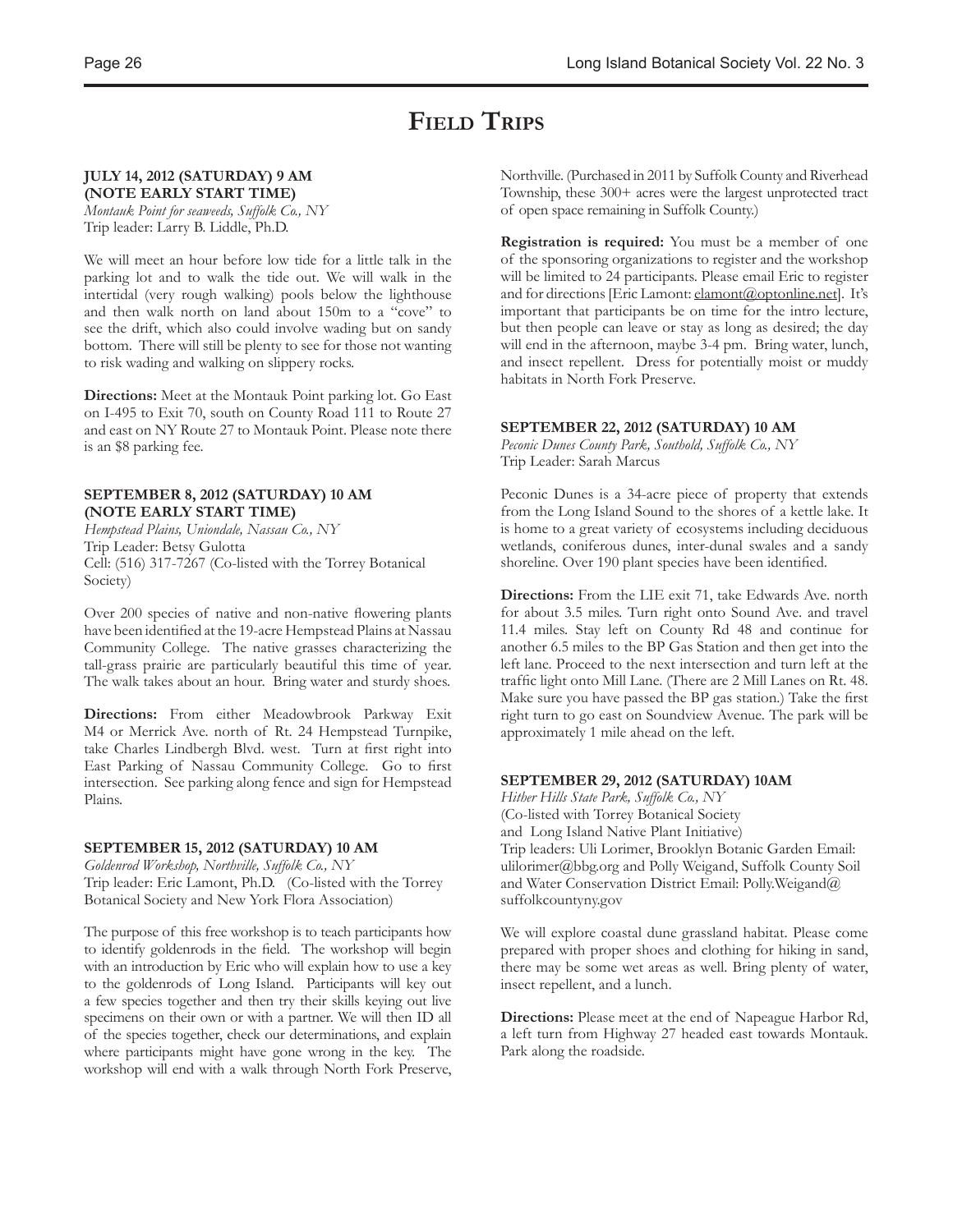# Field Trips

**JULY 14, 2012 (SATURDAY) 9 AM**
**(NOTE EARLY START TIME)**
*Montauk Point for seaweeds, Suffolk Co., NY*
Trip leader: Larry B. Liddle, Ph.D.

We will meet an hour before low tide for a little talk in the parking lot and to walk the tide out. We will walk in the intertidal (very rough walking) pools below the lighthouse and then walk north on land about 150m to a "cove" to see the drift, which also could involve wading but on sandy bottom. There will still be plenty to see for those not wanting to risk wading and walking on slippery rocks.

**Directions:** Meet at the Montauk Point parking lot. Go East on I-495 to Exit 70, south on County Road 111 to Route 27 and east on NY Route 27 to Montauk Point. Please note there is an $8 parking fee.

**SEPTEMBER 8, 2012 (SATURDAY) 10 AM**
**(NOTE EARLY START TIME)**
*Hempstead Plains, Uniondale, Nassau Co., NY*
Trip Leader: Betsy Gulotta
Cell: (516) 317-7267 (Co-listed with the Torrey Botanical Society)

Over 200 species of native and non-native flowering plants have been identified at the 19-acre Hempstead Plains at Nassau Community College. The native grasses characterizing the tall-grass prairie are particularly beautiful this time of year. The walk takes about an hour. Bring water and sturdy shoes.

**Directions:** From either Meadowbrook Parkway Exit M4 or Merrick Ave. north of Rt. 24 Hempstead Turnpike, take Charles Lindbergh Blvd. west. Turn at first right into East Parking of Nassau Community College. Go to first intersection. See parking along fence and sign for Hempstead Plains.

**SEPTEMBER 15, 2012 (SATURDAY) 10 AM**
*Goldenrod Workshop, Northville, Suffolk Co., NY*
Trip leader: Eric Lamont, Ph.D. (Co-listed with the Torrey Botanical Society and New York Flora Association)

The purpose of this free workshop is to teach participants how to identify goldenrods in the field. The workshop will begin with an introduction by Eric who will explain how to use a key to the goldenrods of Long Island. Participants will key out a few species together and then try their skills keying out live specimens on their own or with a partner. We will then ID all of the species together, check our determinations, and explain where participants might have gone wrong in the key. The workshop will end with a walk through North Fork Preserve, Northville. (Purchased in 2011 by Suffolk County and Riverhead Township, these 300+ acres were the largest unprotected tract of open space remaining in Suffolk County.)

**Registration is required:** You must be a member of one of the sponsoring organizations to register and the workshop will be limited to 24 participants. Please email Eric to register and for directions [Eric Lamont: elamont@optonline.net]. It's important that participants be on time for the intro lecture, but then people can leave or stay as long as desired; the day will end in the afternoon, maybe 3-4 pm. Bring water, lunch, and insect repellent. Dress for potentially moist or muddy habitats in North Fork Preserve.

**SEPTEMBER 22, 2012 (SATURDAY) 10 AM**
*Peconic Dunes County Park, Southold, Suffolk Co., NY*
Trip Leader: Sarah Marcus

Peconic Dunes is a 34-acre piece of property that extends from the Long Island Sound to the shores of a kettle lake. It is home to a great variety of ecosystems including deciduous wetlands, coniferous dunes, inter-dunal swales and a sandy shoreline. Over 190 plant species have been identified.

**Directions:** From the LIE exit 71, take Edwards Ave. north for about 3.5 miles. Turn right onto Sound Ave. and travel 11.4 miles. Stay left on County Rd 48 and continue for another 6.5 miles to the BP Gas Station and then get into the left lane. Proceed to the next intersection and turn left at the traffic light onto Mill Lane. (There are 2 Mill Lanes on Rt. 48. Make sure you have passed the BP gas station.) Take the first right turn to go east on Soundview Avenue. The park will be approximately 1 mile ahead on the left.

**SEPTEMBER 29, 2012 (SATURDAY) 10AM**
*Hither Hills State Park, Suffolk Co., NY*
(Co-listed with Torrey Botanical Society and Long Island Native Plant Initiative)
Trip leaders: Uli Lorimer, Brooklyn Botanic Garden Email: ulilorimer@bbg.org and Polly Weigand, Suffolk County Soil and Water Conservation District Email: Polly.Weigand@suffolkcountyny.gov

We will explore coastal dune grassland habitat. Please come prepared with proper shoes and clothing for hiking in sand, there may be some wet areas as well. Bring plenty of water, insect repellent, and a lunch.

**Directions:** Please meet at the end of Napeague Harbor Rd, a left turn from Highway 27 headed east towards Montauk. Park along the roadside.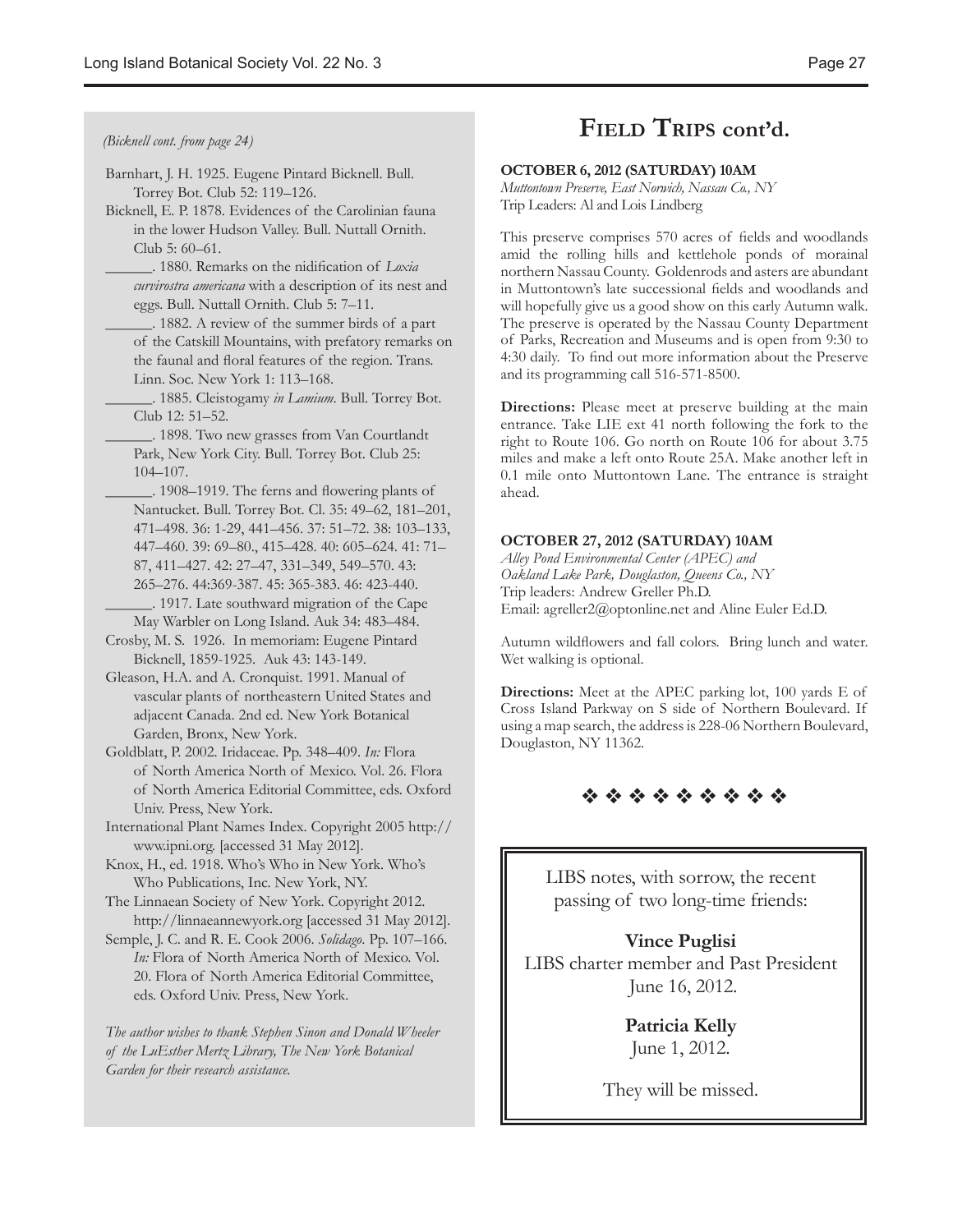*(Bicknell cont. from page 24)*

Barnhart, J. H. 1925. Eugene Pintard Bicknell. Bull. Torrey Bot. Club 52: 119–126.

Bicknell, E. P. 1878. Evidences of the Carolinian fauna in the lower Hudson Valley. Bull. Nuttall Ornith. Club 5: 60–61.

______. 1880. Remarks on the nidification of *Loxia curvirostra americana* with a description of its nest and eggs. Bull. Nuttall Ornith. Club 5: 7–11.

______. 1882. A review of the summer birds of a part of the Catskill Mountains, with prefatory remarks on the faunal and floral features of the region. Trans. Linn. Soc. New York 1: 113–168.

______. 1885. Cleistogamy *in Lamium*. Bull. Torrey Bot. Club 12: 51–52.

______. 1898. Two new grasses from Van Courtlandt Park, New York City. Bull. Torrey Bot. Club 25: 104–107.

______. 1908–1919. The ferns and flowering plants of Nantucket. Bull. Torrey Bot. Cl. 35: 49–62, 181–201, 471–498. 36: 1-29, 441–456. 37: 51–72. 38: 103–133, 447–460. 39: 69–80., 415–428. 40: 605–624. 41: 71–87, 411–427. 42: 27–47, 331–349, 549–570. 43: 265–276. 44:369-387. 45: 365-383. 46: 423-440.

______. 1917. Late southward migration of the Cape May Warbler on Long Island. Auk 34: 483–484.

Crosby, M. S. 1926. In memoriam: Eugene Pintard Bicknell, 1859-1925. Auk 43: 143-149.

Gleason, H.A. and A. Cronquist. 1991. Manual of vascular plants of northeastern United States and adjacent Canada. 2nd ed. New York Botanical Garden, Bronx, New York.

Goldblatt, P. 2002. Iridaceae. Pp. 348–409. *In:* Flora of North America North of Mexico. Vol. 26. Flora of North America Editorial Committee, eds. Oxford Univ. Press, New York.

International Plant Names Index. Copyright 2005 http://www.ipni.org. [accessed 31 May 2012].

Knox, H., ed. 1918. Who's Who in New York. Who's Who Publications, Inc. New York, NY.

The Linnaean Society of New York. Copyright 2012. http://linnaeannewyork.org [accessed 31 May 2012].

Semple, J. C. and R. E. Cook 2006. *Solidago*. Pp. 107–166. *In:* Flora of North America North of Mexico. Vol. 20. Flora of North America Editorial Committee, eds. Oxford Univ. Press, New York.

*The author wishes to thank Stephen Sinon and Donald Wheeler of the LuEsther Mertz Library, The New York Botanical Garden for their research assistance.*

# FIELD TRIPS cont'd.

**OCTOBER 6, 2012 (SATURDAY) 10AM**
*Muttontown Preserve, East Norwich, Nassau Co., NY*
Trip Leaders: Al and Lois Lindberg

This preserve comprises 570 acres of fields and woodlands amid the rolling hills and kettlehole ponds of morainal northern Nassau County. Goldenrods and asters are abundant in Muttontown's late successional fields and woodlands and will hopefully give us a good show on this early Autumn walk. The preserve is operated by the Nassau County Department of Parks, Recreation and Museums and is open from 9:30 to 4:30 daily. To find out more information about the Preserve and its programming call 516-571-8500.

**Directions:** Please meet at preserve building at the main entrance. Take LIE ext 41 north following the fork to the right to Route 106. Go north on Route 106 for about 3.75 miles and make a left onto Route 25A. Make another left in 0.1 mile onto Muttontown Lane. The entrance is straight ahead.

**OCTOBER 27, 2012 (SATURDAY) 10AM**
*Alley Pond Environmental Center (APEC) and Oakland Lake Park, Douglaston, Queens Co., NY*
Trip leaders: Andrew Greller Ph.D.
Email: agreller2@optonline.net and Aline Euler Ed.D.

Autumn wildflowers and fall colors. Bring lunch and water. Wet walking is optional.

**Directions:** Meet at the APEC parking lot, 100 yards E of Cross Island Parkway on S side of Northern Boulevard. If using a map search, the address is 228-06 Northern Boulevard, Douglaston, NY 11362.

❖ ❖ ❖ ❖ ❖ ❖ ❖ ❖ ❖ ❖

LIBS notes, with sorrow, the recent passing of two long-time friends:

**Vince Puglisi**
LIBS charter member and Past President
June 16, 2012.

**Patricia Kelly**
June 1, 2012.

They will be missed.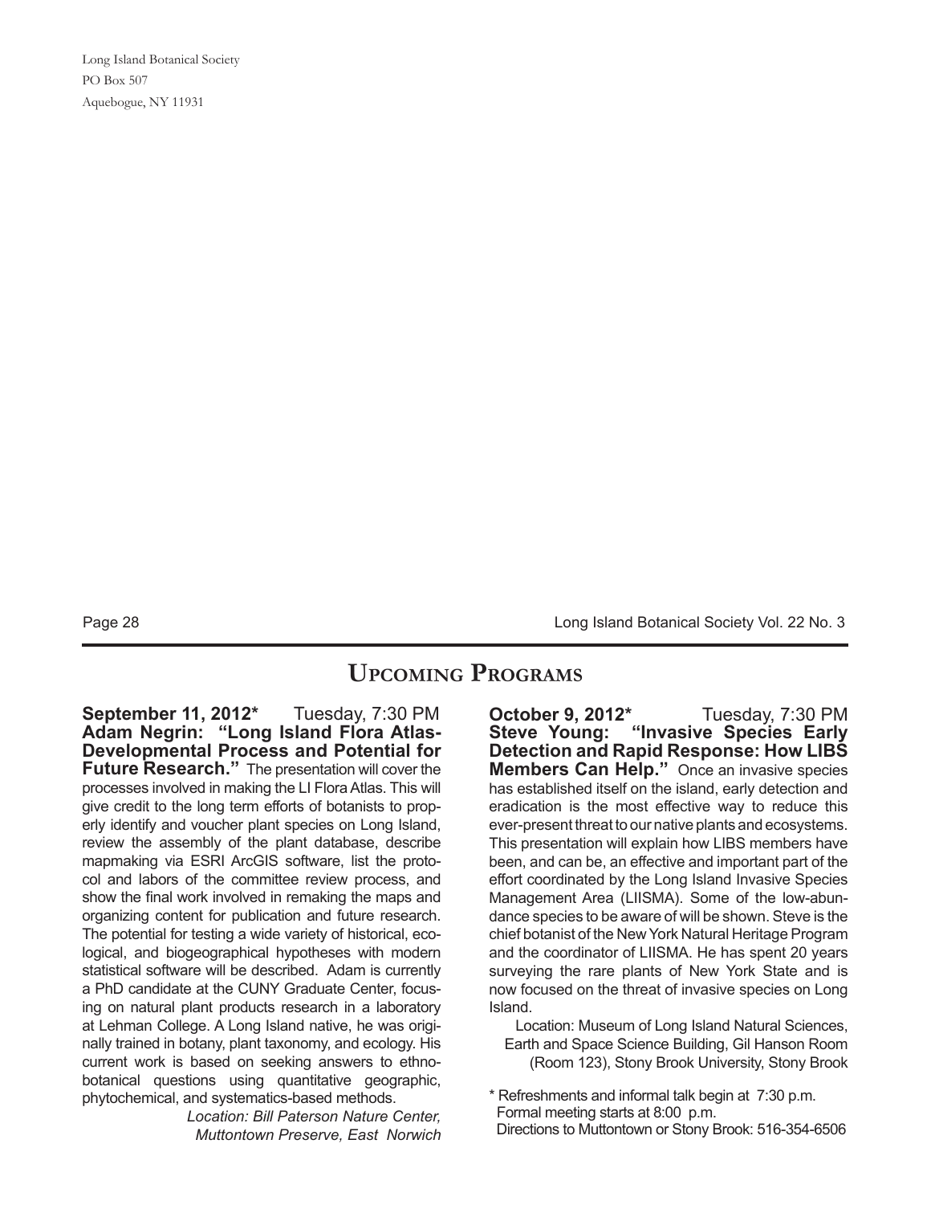Long Island Botanical Society
PO Box 507
Aquebogue, NY 11931

## Upcoming Programs

**September 11, 2012*** Tuesday, 7:30 PM
**Adam Negrin: "Long Island Flora Atlas-Developmental Process and Potential for Future Research."** The presentation will cover the processes involved in making the LI Flora Atlas. This will give credit to the long term efforts of botanists to properly identify and voucher plant species on Long Island, review the assembly of the plant database, describe mapmaking via ESRI ArcGIS software, list the protocol and labors of the committee review process, and show the final work involved in remaking the maps and organizing content for publication and future research. The potential for testing a wide variety of historical, ecological, and biogeographical hypotheses with modern statistical software will be described. Adam is currently a PhD candidate at the CUNY Graduate Center, focusing on natural plant products research in a laboratory at Lehman College. A Long Island native, he was originally trained in botany, plant taxonomy, and ecology. His current work is based on seeking answers to ethnobotanical questions using quantitative geographic, phytochemical, and systematics-based methods.

*Location: Bill Paterson Nature Center, Muttontown Preserve, East Norwich*

**October 9, 2012*** Tuesday, 7:30 PM
**Steve Young: "Invasive Species Early Detection and Rapid Response: How LIBS Members Can Help."** Once an invasive species has established itself on the island, early detection and eradication is the most effective way to reduce this ever-present threat to our native plants and ecosystems. This presentation will explain how LIBS members have been, and can be, an effective and important part of the effort coordinated by the Long Island Invasive Species Management Area (LIISMA). Some of the low-abundance species to be aware of will be shown. Steve is the chief botanist of the New York Natural Heritage Program and the coordinator of LIISMA. He has spent 20 years surveying the rare plants of New York State and is now focused on the threat of invasive species on Long Island.

Location: Museum of Long Island Natural Sciences, Earth and Space Science Building, Gil Hanson Room (Room 123), Stony Brook University, Stony Brook

* Refreshments and informal talk begin at 7:30 p.m.
Formal meeting starts at 8:00 p.m.
Directions to Muttontown or Stony Brook: 516-354-6506